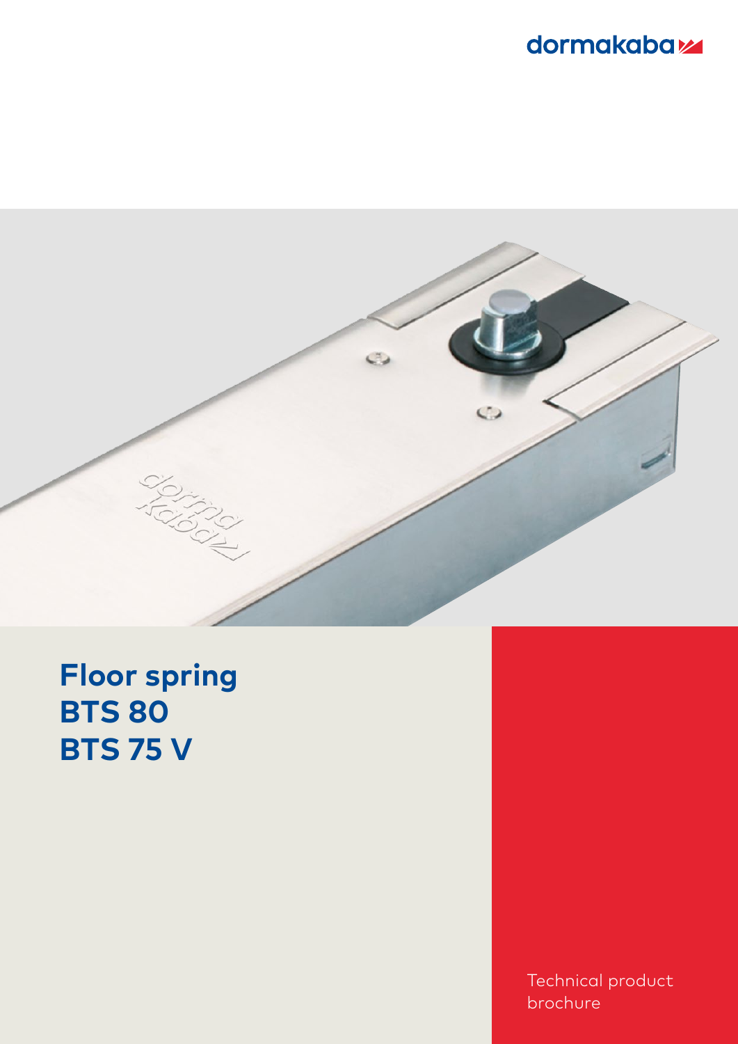dormakaba

# Floor spring
# BTS 80
# BTS 75 V

Technical product brochure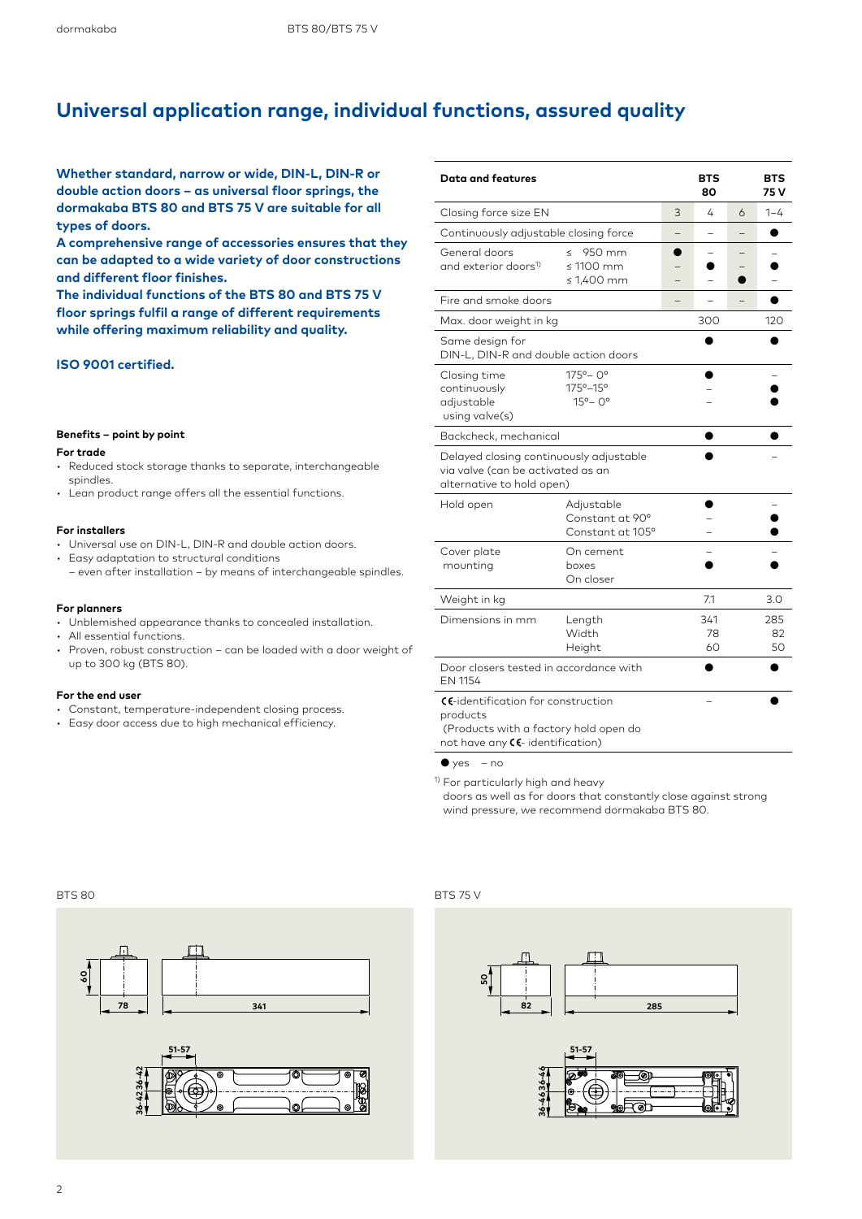# Universal application range, individual functions, assured quality

**Whether standard, narrow or wide, DIN-L, DIN-R or double action doors – as universal floor springs, the dormakaba BTS 80 and BTS 75 V are suitable for all types of doors.**
**A comprehensive range of accessories ensures that they can be adapted to a wide variety of door constructions and different floor finishes.**
**The individual functions of the BTS 80 and BTS 75 V floor springs fulfil a range of different requirements while offering maximum reliability and quality.**

**ISO 9001 certified.**

### Benefits – point by point

**For trade**

- Reduced stock storage thanks to separate, interchangeable spindles.
- Lean product range offers all the essential functions.

**For installers**

- Universal use on DIN-L, DIN-R and double action doors.
- Easy adaptation to structural conditions
  – even after installation – by means of interchangeable spindles.

**For planners**

- Unblemished appearance thanks to concealed installation.
- All essential functions.
- Proven, robust construction – can be loaded with a door weight of up to 300 kg (BTS 80).

**For the end user**

- Constant, temperature-independent closing process.
- Easy door access due to high mechanical efficiency.

| **Data and features** | | | **BTS 80** | | **BTS 75 V** |
|---|---|---|---|---|---|
| Closing force size EN | | 3 | 4 | 6 | 1–4 |
| Continuously adjustable closing force | | – | – | – | ● |
| General doors and exterior doors[1] | ≤ 950 mm | ● | – | – | – |
| | ≤ 1100 mm | – | ● | – | ● |
| | ≤ 1,400 mm | – | – | ● | – |
| Fire and smoke doors | | – | – | – | ● |
| Max. door weight in kg | | | 300 | | 120 |
| Same design for DIN-L, DIN-R and double action doors | | | ● | | ● |
| Closing time continuously adjustable using valve(s) | 175°– 0° | | ● | | – |
| | 175°–15° | | – | | ● |
| | 15°– 0° | | – | | ● |
| Backcheck, mechanical | | | ● | | ● |
| Delayed closing continuously adjustable via valve (can be activated as an alternative to hold open) | | | ● | | – |
| Hold open | Adjustable | | ● | | – |
| | Constant at 90° | | – | | ● |
| | Constant at 105° | | – | | ● |
| Cover plate mounting | On cement | | – | | – |
| | boxes | | ● | | ● |
| | On closer | | | | |
| Weight in kg | | | 7.1 | | 3.0 |
| Dimensions in mm | Length | | 341 | | 285 |
| | Width | | 78 | | 82 |
| | Height | | 60 | | 50 |
| Door closers tested in accordance with EN 1154 | | | ● | | ● |
| CE-identification for construction products (Products with a factory hold open do not have any CE- identification) | | | – | | ● |

● yes – no

[1] For particularly high and heavy doors as well as for doors that constantly close against strong wind pressure, we recommend dormakaba BTS 80.

BTS 80

BTS 75 V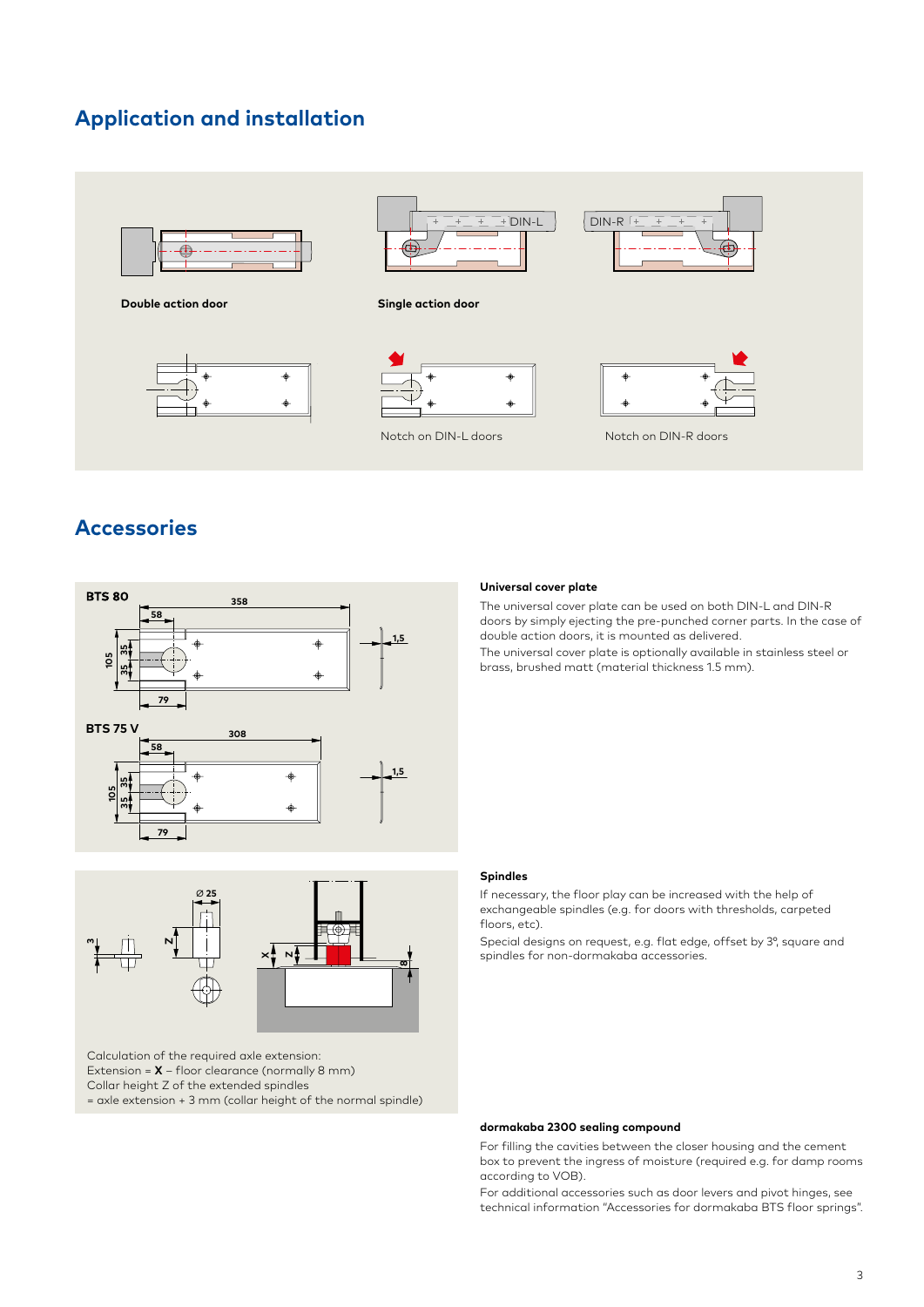## Application and installation

DIN-L

DIN-R

**Double action door**

**Single action door**

Notch on DIN-L doors

Notch on DIN-R doors

## Accessories

**BTS 80**

358, 58, 105, 35, 35, 79, 1,5

**BTS 75 V**

308, 58, 105, 35, 35, 79, 1,5

Calculation of the required axle extension:
Extension = **X** – floor clearance (normally 8 mm)
Collar height Z of the extended spindles
= axle extension + 3 mm (collar height of the normal spindle)

**Universal cover plate**

The universal cover plate can be used on both DIN-L and DIN-R doors by simply ejecting the pre-punched corner parts. In the case of double action doors, it is mounted as delivered.

The universal cover plate is optionally available in stainless steel or brass, brushed matt (material thickness 1.5 mm).

**Spindles**

If necessary, the floor play can be increased with the help of exchangeable spindles (e.g. for doors with thresholds, carpeted floors, etc).

Special designs on request, e.g. flat edge, offset by 3°, square and spindles for non-dormakaba accessories.

**dormakaba 2300 sealing compound**

For filling the cavities between the closer housing and the cement box to prevent the ingress of moisture (required e.g. for damp rooms according to VOB).

For additional accessories such as door levers and pivot hinges, see technical information "Accessories for dormakaba BTS floor springs".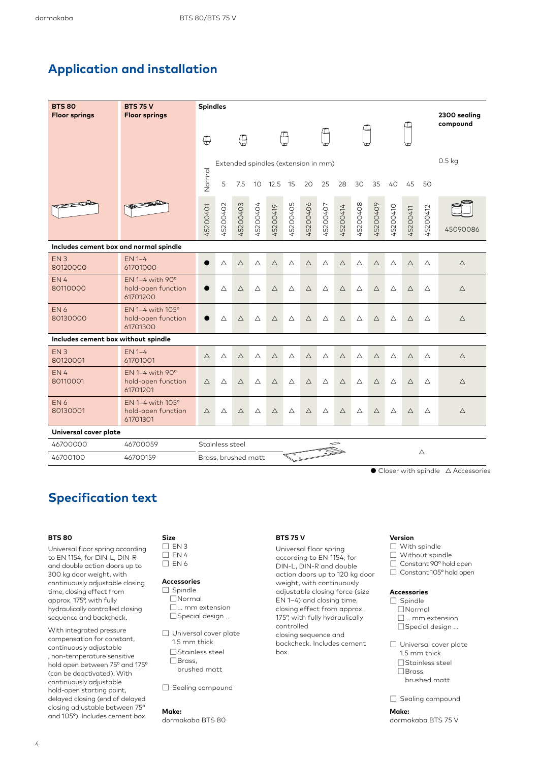## Application and installation

| BTS 80 Floor springs | BTS 75 V Floor springs | Spindles Normal | Extended spindles (extension in mm) 5 | 7.5 | 10 | 12.5 | 15 | 20 | 25 | 28 | 30 | 35 | 40 | 45 | 50 | 2300 sealing compound 0.5 kg |
|---|---|---|---|---|---|---|---|---|---|---|---|---|---|---|---|---|
| | | 45200401 | 45200402 | 45200403 | 45200404 | 45200419 | 45200405 | 45200406 | 45200407 | 45200414 | 45200408 | 45200409 | 45200410 | 45200411 | 45200412 | 45090086 |
| **Includes cement box and normal spindle** | | | | | | | | | | | | | | | | |
| EN 3 80120000 | EN 1–4 61701000 | ● | △ | △ | △ | △ | △ | △ | △ | △ | △ | △ | △ | △ | △ | △ |
| EN 4 80110000 | EN 1–4 with 90° hold-open function 61701200 | ● | △ | △ | △ | △ | △ | △ | △ | △ | △ | △ | △ | △ | △ | △ |
| EN 6 80130000 | EN 1–4 with 105° hold-open function 61701300 | ● | △ | △ | △ | △ | △ | △ | △ | △ | △ | △ | △ | △ | △ | △ |
| **Includes cement box without spindle** | | | | | | | | | | | | | | | | |
| EN 3 80120001 | EN 1–4 61701001 | △ | △ | △ | △ | △ | △ | △ | △ | △ | △ | △ | △ | △ | △ | △ |
| EN 4 80110001 | EN 1–4 with 90° hold-open function 61701201 | △ | △ | △ | △ | △ | △ | △ | △ | △ | △ | △ | △ | △ | △ | △ |
| EN 6 80130001 | EN 1–4 with 105° hold-open function 61701301 | △ | △ | △ | △ | △ | △ | △ | △ | △ | △ | △ | △ | △ | △ | △ |
| **Universal cover plate** | | | | | | | | | | | | | | | | |
| 46700000 | 46700059 | Stainless steel | | | | | | | | | | | | △ | | |
| 46700100 | 46700159 | Brass, brushed matt | | | | | | | | | | | | | | |

● Closer with spindle △ Accessories

## Specification text

**BTS 80**

Universal floor spring according to EN 1154, for DIN-L, DIN-R and double action doors up to 300 kg door weight, with continuously adjustable closing time, closing effect from approx. 175°, with fully hydraulically controlled closing sequence and backcheck.

With integrated pressure compensation for constant, continuously adjustable , non-temperature sensitive hold open between 75° and 175° (can be deactivated). With continuously adjustable hold-open starting point, delayed closing (end of delayed closing adjustable between 75° and 105°). Includes cement box.

**Size**

☐ EN 3
☐ EN 4
☐ EN 6

**Accessories**

☐ Spindle
☐Normal
☐... mm extension
☐Special design ...

☐ Universal cover plate 1.5 mm thick
☐Stainless steel
☐Brass, brushed matt

☐ Sealing compound

**Make:**
dormakaba BTS 80

**BTS 75 V**

Universal floor spring according to EN 1154, for DIN-L, DIN-R and double action doors up to 120 kg door weight, with continuously adjustable closing force (size EN 1–4) and closing time, closing effect from approx. 175°, with fully hydraulically controlled closing sequence and backcheck. Includes cement box.

**Version**

☐ With spindle
☐ Without spindle
☐ Constant 90° hold open
☐ Constant 105° hold open

**Accessories**

☐ Spindle
☐Normal
☐... mm extension
☐Special design ...

☐ Universal cover plate 1.5 mm thick
☐Stainless steel
☐Brass, brushed matt

☐ Sealing compound

**Make:**
dormakaba BTS 75 V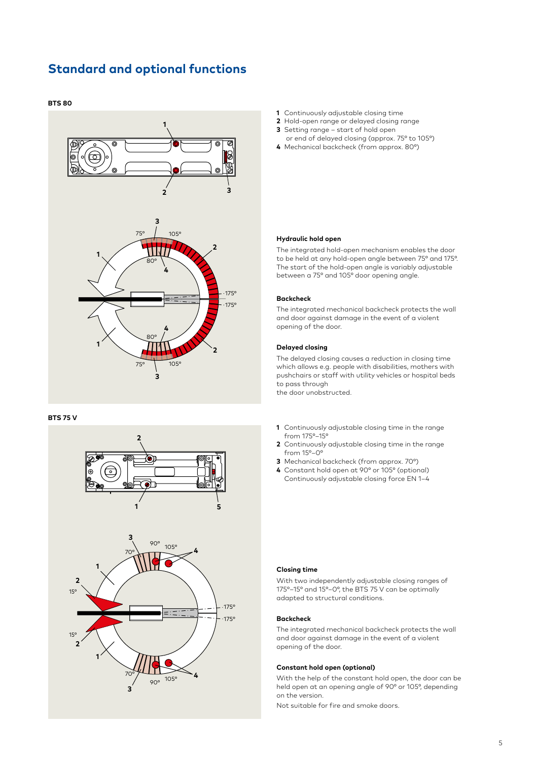## Standard and optional functions

**BTS 80**

**1** Continuously adjustable closing time
**2** Hold-open range or delayed closing range
**3** Setting range – start of hold open or end of delayed closing (approx. 75° to 105°)
**4** Mechanical backcheck (from approx. 80°)

### Hydraulic hold open

The integrated hold-open mechanism enables the door to be held at any hold-open angle between 75° and 175°. The start of the hold-open angle is variably adjustable between a 75° and 105° door opening angle.

### Backcheck

The integrated mechanical backcheck protects the wall and door against damage in the event of a violent opening of the door.

### Delayed closing

The delayed closing causes a reduction in closing time which allows e.g. people with disabilities, mothers with pushchairs or staff with utility vehicles or hospital beds to pass through
the door unobstructed.

**BTS 75 V**

**1** Continuously adjustable closing time in the range from 175°–15°
**2** Continuously adjustable closing time in the range from 15°–0°
**3** Mechanical backcheck (from approx. 70°)
**4** Constant hold open at 90° or 105° (optional)
Continuously adjustable closing force EN 1–4

### Closing time

With two independently adjustable closing ranges of 175°–15° and 15°–0°, the BTS 75 V can be optimally adapted to structural conditions.

### Backcheck

The integrated mechanical backcheck protects the wall and door against damage in the event of a violent opening of the door.

### Constant hold open (optional)

With the help of the constant hold open, the door can be held open at an opening angle of 90° or 105°, depending on the version.

Not suitable for fire and smoke doors.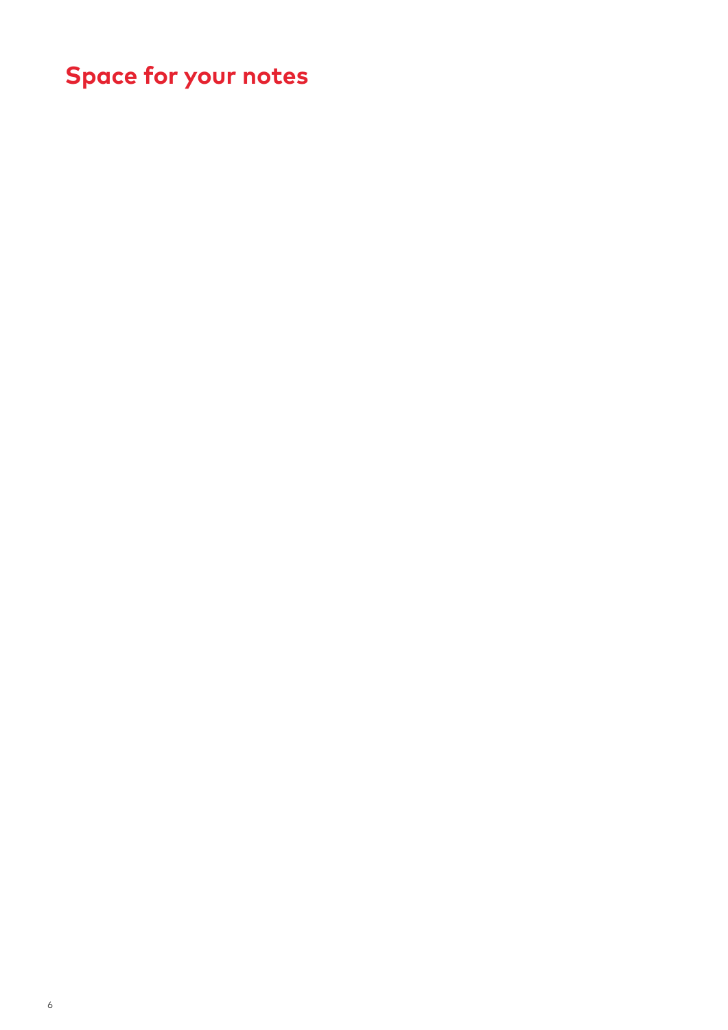# Space for your notes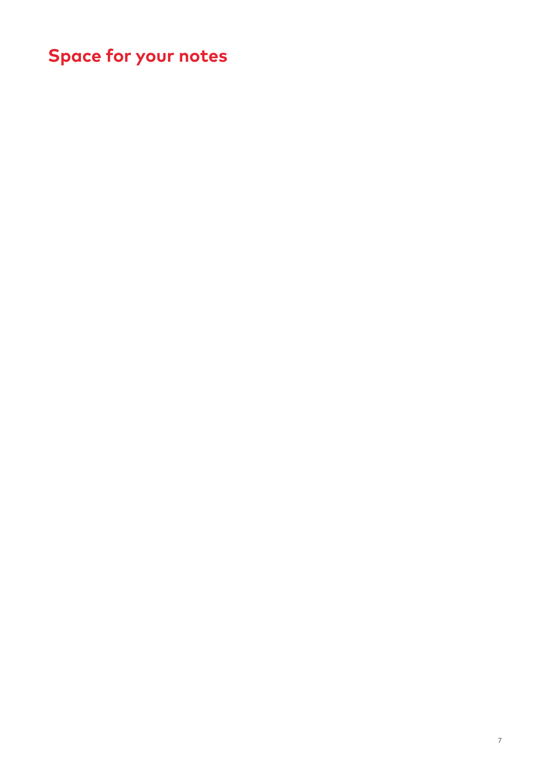# Space for your notes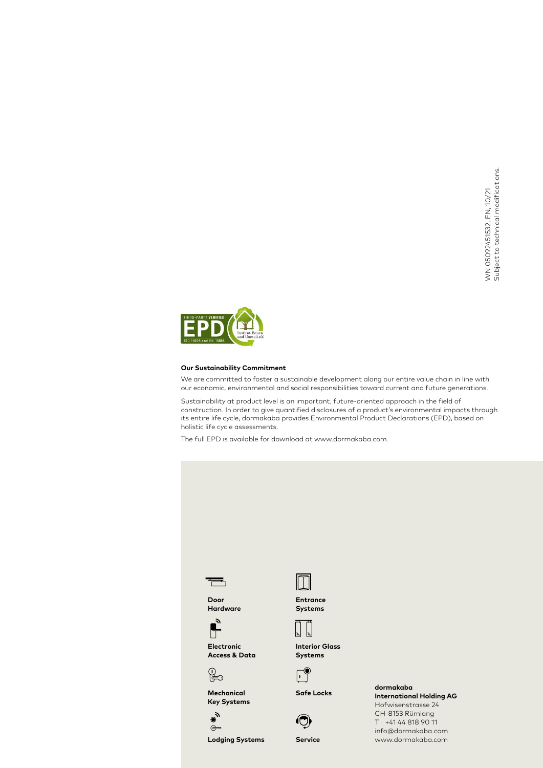WN 05092451532, EN, 10/21
Subject to technical modifications.

THIRD-PARTY VERIFIED
EPD
ISO 14025 and EN 15804
Institut Bauen und Umwelt e.V.

**Our Sustainability Commitment**

We are committed to foster a sustainable development along our entire value chain in line with our economic, environmental and social responsibilities toward current and future generations.

Sustainability at product level is an important, future-oriented approach in the field of construction. In order to give quantified disclosures of a product's environmental impacts through its entire life cycle, dormakaba provides Environmental Product Declarations (EPD), based on holistic life cycle assessments.

The full EPD is available for download at www.dormakaba.com.

**Door Hardware**

**Entrance Systems**

**Electronic Access & Data**

**Interior Glass Systems**

**Mechanical Key Systems**

**Safe Locks**

**Lodging Systems**

**Service**

**dormakaba**
**International Holding AG**
Hofwisenstrasse 24
CH-8153 Rümlang
T +41 44 818 90 11
info@dormakaba.com
www.dormakaba.com